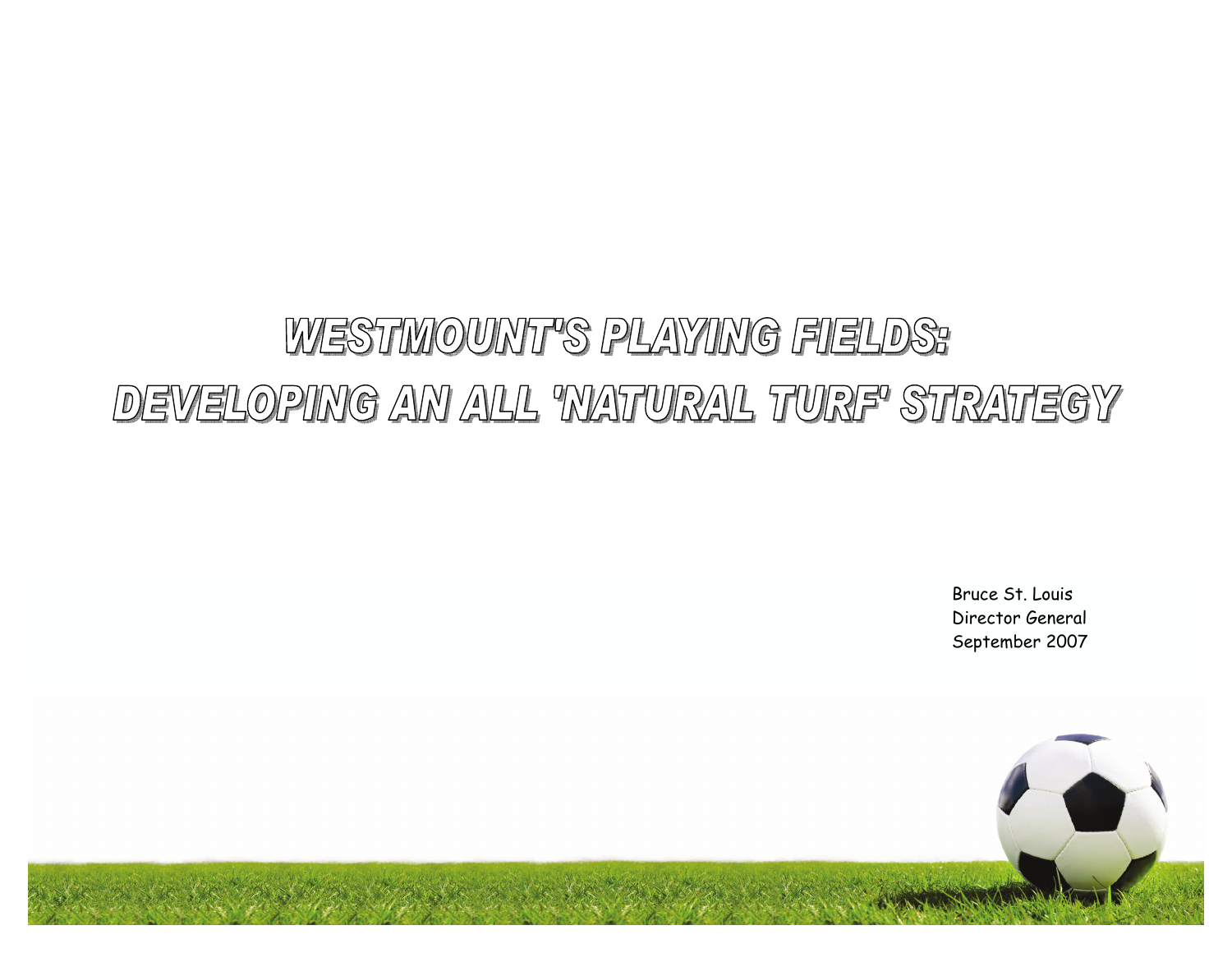# WESTMOUNT'S PLAYING FIELDS: DEVELOPING AN ALL 'NATURAL TURF' STRATEGY

Bruce St. Louis
Director General
September 2007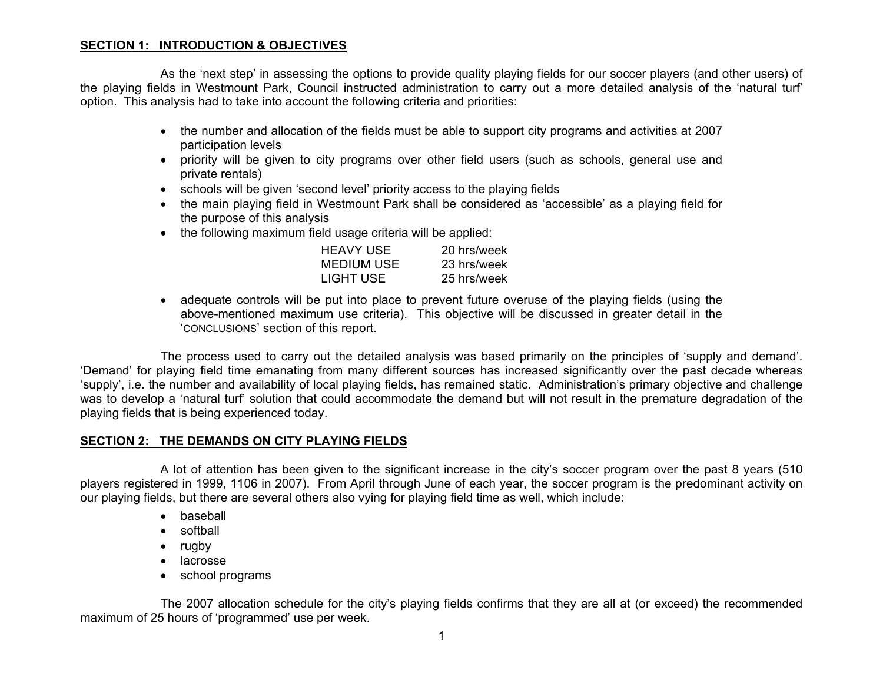## SECTION 1: INTRODUCTION & OBJECTIVES

As the 'next step' in assessing the options to provide quality playing fields for our soccer players (and other users) of the playing fields in Westmount Park, Council instructed administration to carry out a more detailed analysis of the 'natural turf' option. This analysis had to take into account the following criteria and priorities:

- the number and allocation of the fields must be able to support city programs and activities at 2007 participation levels
- priority will be given to city programs over other field users (such as schools, general use and private rentals)
- schools will be given 'second level' priority access to the playing fields
- the main playing field in Westmount Park shall be considered as 'accessible' as a playing field for the purpose of this analysis
- the following maximum field usage criteria will be applied:

| | |
|---|---|
| HEAVY USE | 20 hrs/week |
| MEDIUM USE | 23 hrs/week |
| LIGHT USE | 25 hrs/week |

- adequate controls will be put into place to prevent future overuse of the playing fields (using the above-mentioned maximum use criteria). This objective will be discussed in greater detail in the 'CONCLUSIONS' section of this report.

The process used to carry out the detailed analysis was based primarily on the principles of 'supply and demand'. 'Demand' for playing field time emanating from many different sources has increased significantly over the past decade whereas 'supply', i.e. the number and availability of local playing fields, has remained static. Administration's primary objective and challenge was to develop a 'natural turf' solution that could accommodate the demand but will not result in the premature degradation of the playing fields that is being experienced today.

## SECTION 2: THE DEMANDS ON CITY PLAYING FIELDS

A lot of attention has been given to the significant increase in the city's soccer program over the past 8 years (510 players registered in 1999, 1106 in 2007). From April through June of each year, the soccer program is the predominant activity on our playing fields, but there are several others also vying for playing field time as well, which include:

- baseball
- softball
- rugby
- lacrosse
- school programs

The 2007 allocation schedule for the city's playing fields confirms that they are all at (or exceed) the recommended maximum of 25 hours of 'programmed' use per week.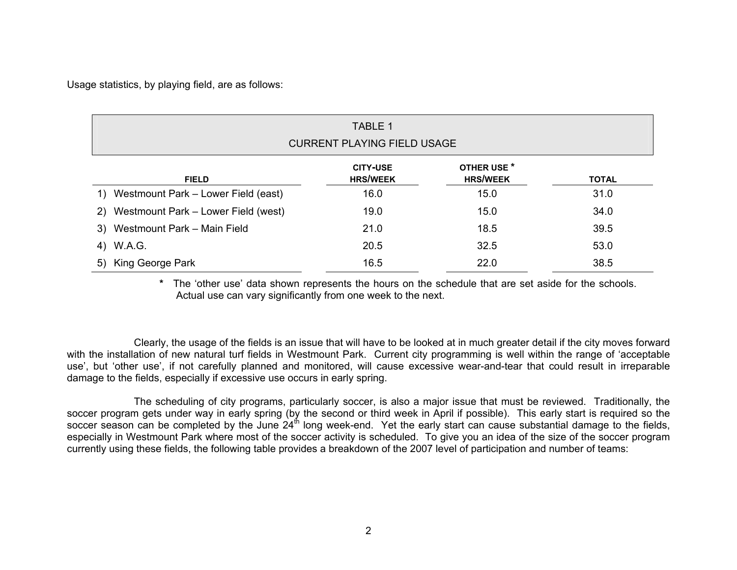Usage statistics, by playing field, are as follows:

TABLE 1
CURRENT PLAYING FIELD USAGE

| FIELD | CITY-USE HRS/WEEK | OTHER USE * HRS/WEEK | TOTAL |
|---|---|---|---|
| 1) Westmount Park – Lower Field (east) | 16.0 | 15.0 | 31.0 |
| 2) Westmount Park – Lower Field (west) | 19.0 | 15.0 | 34.0 |
| 3) Westmount Park – Main Field | 21.0 | 18.5 | 39.5 |
| 4) W.A.G. | 20.5 | 32.5 | 53.0 |
| 5) King George Park | 16.5 | 22.0 | 38.5 |

* The 'other use' data shown represents the hours on the schedule that are set aside for the schools. Actual use can vary significantly from one week to the next.

Clearly, the usage of the fields is an issue that will have to be looked at in much greater detail if the city moves forward with the installation of new natural turf fields in Westmount Park. Current city programming is well within the range of 'acceptable use', but 'other use', if not carefully planned and monitored, will cause excessive wear-and-tear that could result in irreparable damage to the fields, especially if excessive use occurs in early spring.

The scheduling of city programs, particularly soccer, is also a major issue that must be reviewed. Traditionally, the soccer program gets under way in early spring (by the second or third week in April if possible). This early start is required so the soccer season can be completed by the June 24th long week-end. Yet the early start can cause substantial damage to the fields, especially in Westmount Park where most of the soccer activity is scheduled. To give you an idea of the size of the soccer program currently using these fields, the following table provides a breakdown of the 2007 level of participation and number of teams: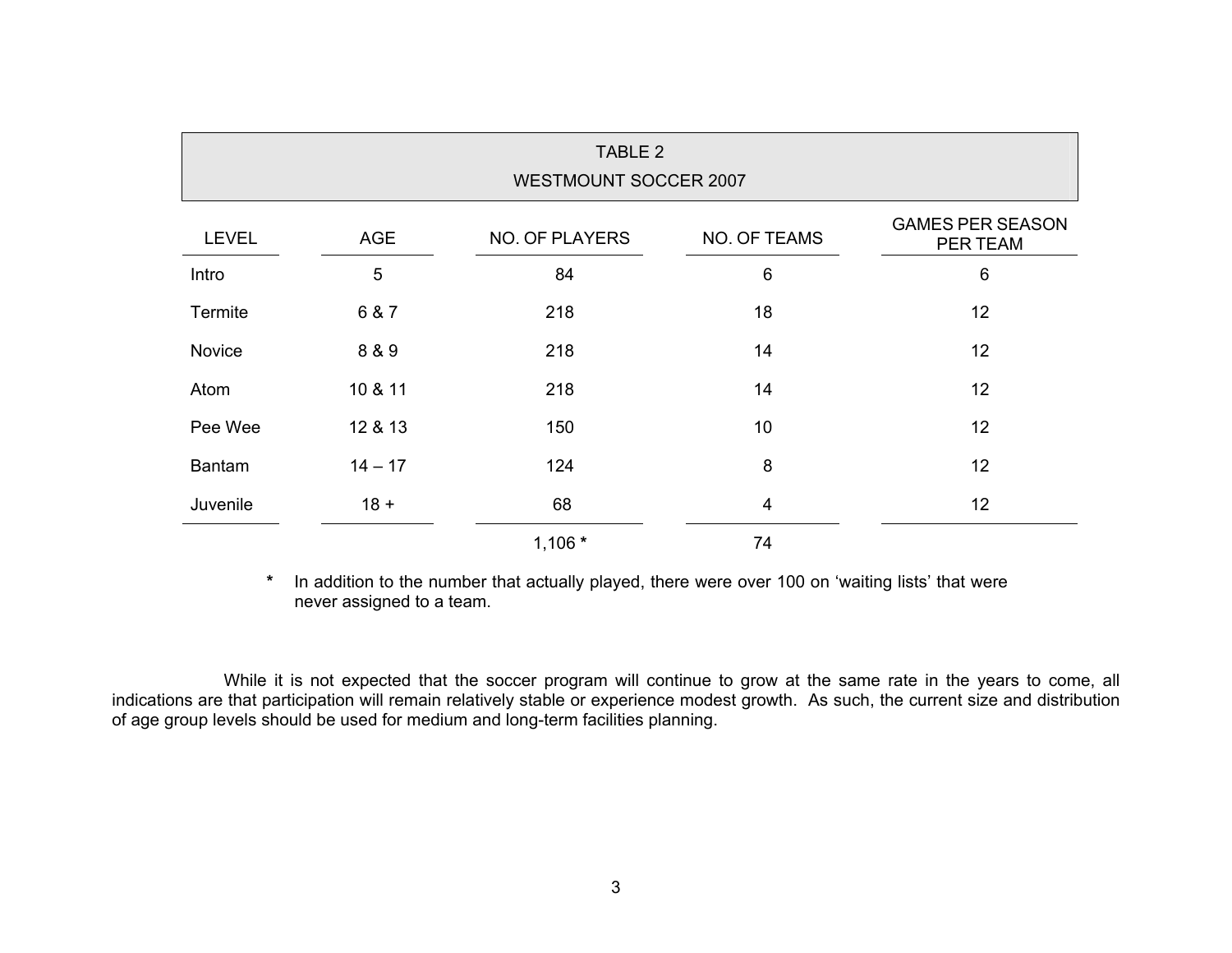TABLE 2

WESTMOUNT SOCCER 2007

| LEVEL | AGE | NO. OF PLAYERS | NO. OF TEAMS | GAMES PER SEASON PER TEAM |
|---|---|---|---|---|
| Intro | 5 | 84 | 6 | 6 |
| Termite | 6 & 7 | 218 | 18 | 12 |
| Novice | 8 & 9 | 218 | 14 | 12 |
| Atom | 10 & 11 | 218 | 14 | 12 |
| Pee Wee | 12 & 13 | 150 | 10 | 12 |
| Bantam | 14 – 17 | 124 | 8 | 12 |
| Juvenile | 18 + | 68 | 4 | 12 |
| | | 1,106 * | 74 | |

\* In addition to the number that actually played, there were over 100 on 'waiting lists' that were never assigned to a team.

While it is not expected that the soccer program will continue to grow at the same rate in the years to come, all indications are that participation will remain relatively stable or experience modest growth. As such, the current size and distribution of age group levels should be used for medium and long-term facilities planning.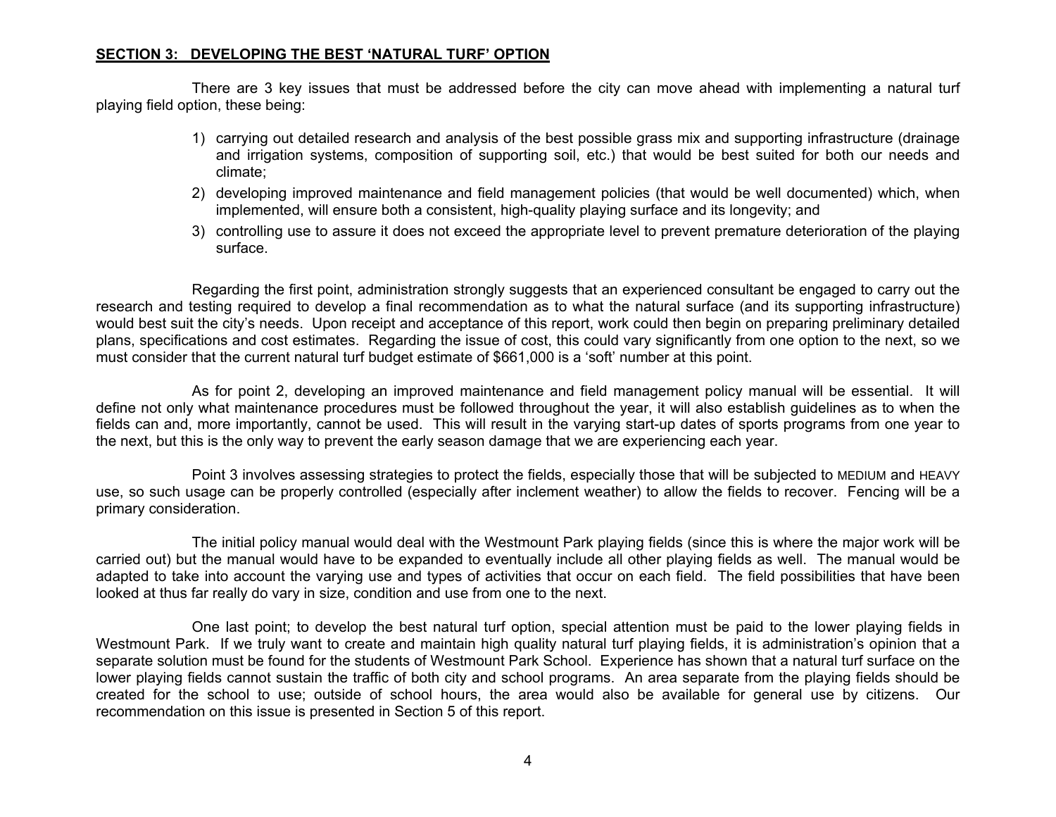## SECTION 3: DEVELOPING THE BEST 'NATURAL TURF' OPTION

There are 3 key issues that must be addressed before the city can move ahead with implementing a natural turf playing field option, these being:

1) carrying out detailed research and analysis of the best possible grass mix and supporting infrastructure (drainage and irrigation systems, composition of supporting soil, etc.) that would be best suited for both our needs and climate;
2) developing improved maintenance and field management policies (that would be well documented) which, when implemented, will ensure both a consistent, high-quality playing surface and its longevity; and
3) controlling use to assure it does not exceed the appropriate level to prevent premature deterioration of the playing surface.

Regarding the first point, administration strongly suggests that an experienced consultant be engaged to carry out the research and testing required to develop a final recommendation as to what the natural surface (and its supporting infrastructure) would best suit the city's needs. Upon receipt and acceptance of this report, work could then begin on preparing preliminary detailed plans, specifications and cost estimates. Regarding the issue of cost, this could vary significantly from one option to the next, so we must consider that the current natural turf budget estimate of $661,000 is a 'soft' number at this point.

As for point 2, developing an improved maintenance and field management policy manual will be essential. It will define not only what maintenance procedures must be followed throughout the year, it will also establish guidelines as to when the fields can and, more importantly, cannot be used. This will result in the varying start-up dates of sports programs from one year to the next, but this is the only way to prevent the early season damage that we are experiencing each year.

Point 3 involves assessing strategies to protect the fields, especially those that will be subjected to MEDIUM and HEAVY use, so such usage can be properly controlled (especially after inclement weather) to allow the fields to recover. Fencing will be a primary consideration.

The initial policy manual would deal with the Westmount Park playing fields (since this is where the major work will be carried out) but the manual would have to be expanded to eventually include all other playing fields as well. The manual would be adapted to take into account the varying use and types of activities that occur on each field. The field possibilities that have been looked at thus far really do vary in size, condition and use from one to the next.

One last point; to develop the best natural turf option, special attention must be paid to the lower playing fields in Westmount Park. If we truly want to create and maintain high quality natural turf playing fields, it is administration's opinion that a separate solution must be found for the students of Westmount Park School. Experience has shown that a natural turf surface on the lower playing fields cannot sustain the traffic of both city and school programs. An area separate from the playing fields should be created for the school to use; outside of school hours, the area would also be available for general use by citizens. Our recommendation on this issue is presented in Section 5 of this report.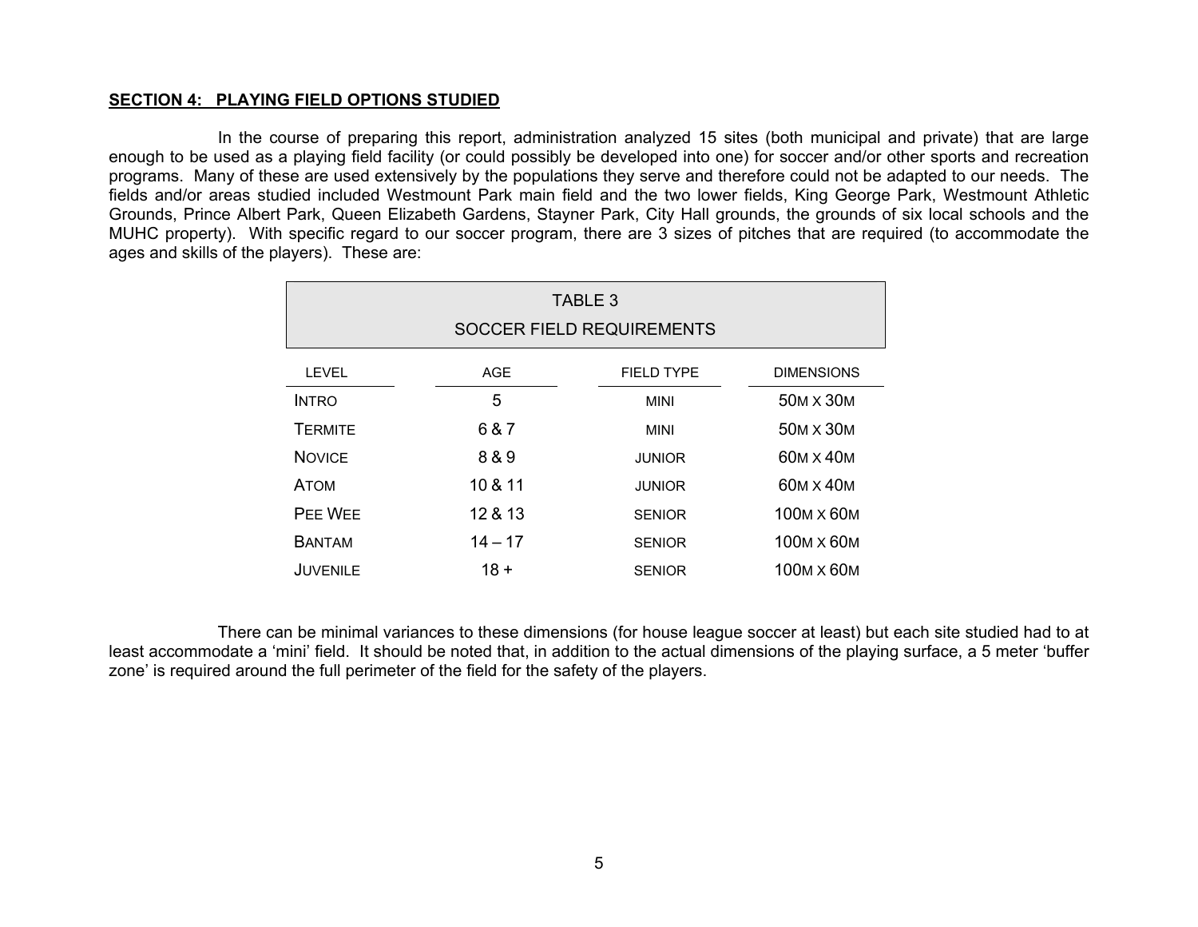## SECTION 4: PLAYING FIELD OPTIONS STUDIED

In the course of preparing this report, administration analyzed 15 sites (both municipal and private) that are large enough to be used as a playing field facility (or could possibly be developed into one) for soccer and/or other sports and recreation programs. Many of these are used extensively by the populations they serve and therefore could not be adapted to our needs. The fields and/or areas studied included Westmount Park main field and the two lower fields, King George Park, Westmount Athletic Grounds, Prince Albert Park, Queen Elizabeth Gardens, Stayner Park, City Hall grounds, the grounds of six local schools and the MUHC property). With specific regard to our soccer program, there are 3 sizes of pitches that are required (to accommodate the ages and skills of the players). These are:

TABLE 3

SOCCER FIELD REQUIREMENTS

| LEVEL | AGE | FIELD TYPE | DIMENSIONS |
|---|---|---|---|
| INTRO | 5 | MINI | 50M X 30M |
| TERMITE | 6 & 7 | MINI | 50M X 30M |
| NOVICE | 8 & 9 | JUNIOR | 60M X 40M |
| ATOM | 10 & 11 | JUNIOR | 60M X 40M |
| PEE WEE | 12 & 13 | SENIOR | 100M X 60M |
| BANTAM | 14 – 17 | SENIOR | 100M X 60M |
| JUVENILE | 18 + | SENIOR | 100M X 60M |

There can be minimal variances to these dimensions (for house league soccer at least) but each site studied had to at least accommodate a 'mini' field. It should be noted that, in addition to the actual dimensions of the playing surface, a 5 meter 'buffer zone' is required around the full perimeter of the field for the safety of the players.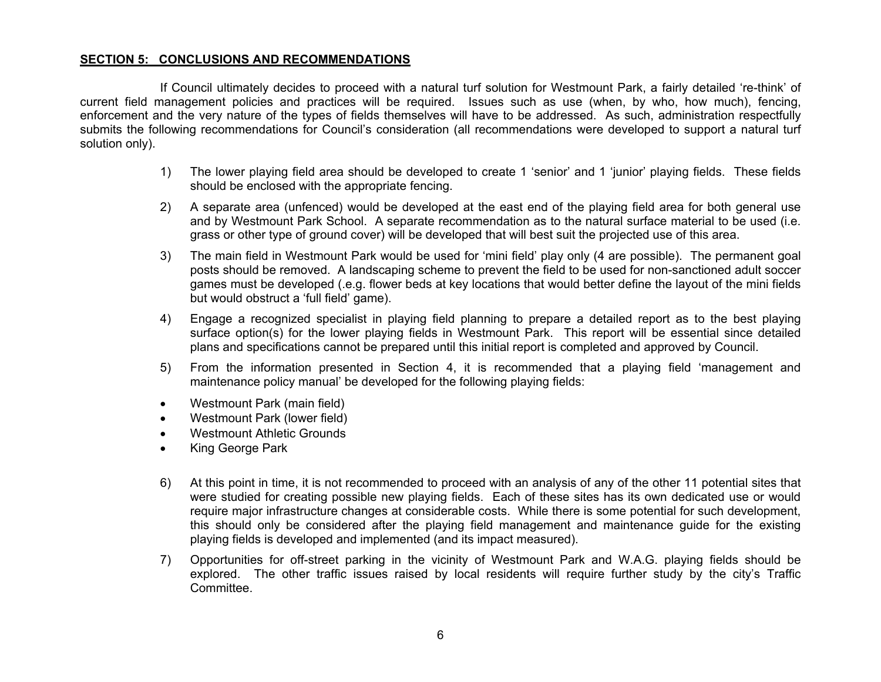## SECTION 5: CONCLUSIONS AND RECOMMENDATIONS

If Council ultimately decides to proceed with a natural turf solution for Westmount Park, a fairly detailed 're-think' of current field management policies and practices will be required. Issues such as use (when, by who, how much), fencing, enforcement and the very nature of the types of fields themselves will have to be addressed. As such, administration respectfully submits the following recommendations for Council's consideration (all recommendations were developed to support a natural turf solution only).

1) The lower playing field area should be developed to create 1 'senior' and 1 'junior' playing fields. These fields should be enclosed with the appropriate fencing.

2) A separate area (unfenced) would be developed at the east end of the playing field area for both general use and by Westmount Park School. A separate recommendation as to the natural surface material to be used (i.e. grass or other type of ground cover) will be developed that will best suit the projected use of this area.

3) The main field in Westmount Park would be used for 'mini field' play only (4 are possible). The permanent goal posts should be removed. A landscaping scheme to prevent the field to be used for non-sanctioned adult soccer games must be developed (.e.g. flower beds at key locations that would better define the layout of the mini fields but would obstruct a 'full field' game).

4) Engage a recognized specialist in playing field planning to prepare a detailed report as to the best playing surface option(s) for the lower playing fields in Westmount Park. This report will be essential since detailed plans and specifications cannot be prepared until this initial report is completed and approved by Council.

5) From the information presented in Section 4, it is recommended that a playing field 'management and maintenance policy manual' be developed for the following playing fields:

- Westmount Park (main field)
- Westmount Park (lower field)
- Westmount Athletic Grounds
- King George Park

6) At this point in time, it is not recommended to proceed with an analysis of any of the other 11 potential sites that were studied for creating possible new playing fields. Each of these sites has its own dedicated use or would require major infrastructure changes at considerable costs. While there is some potential for such development, this should only be considered after the playing field management and maintenance guide for the existing playing fields is developed and implemented (and its impact measured).

7) Opportunities for off-street parking in the vicinity of Westmount Park and W.A.G. playing fields should be explored. The other traffic issues raised by local residents will require further study by the city's Traffic Committee.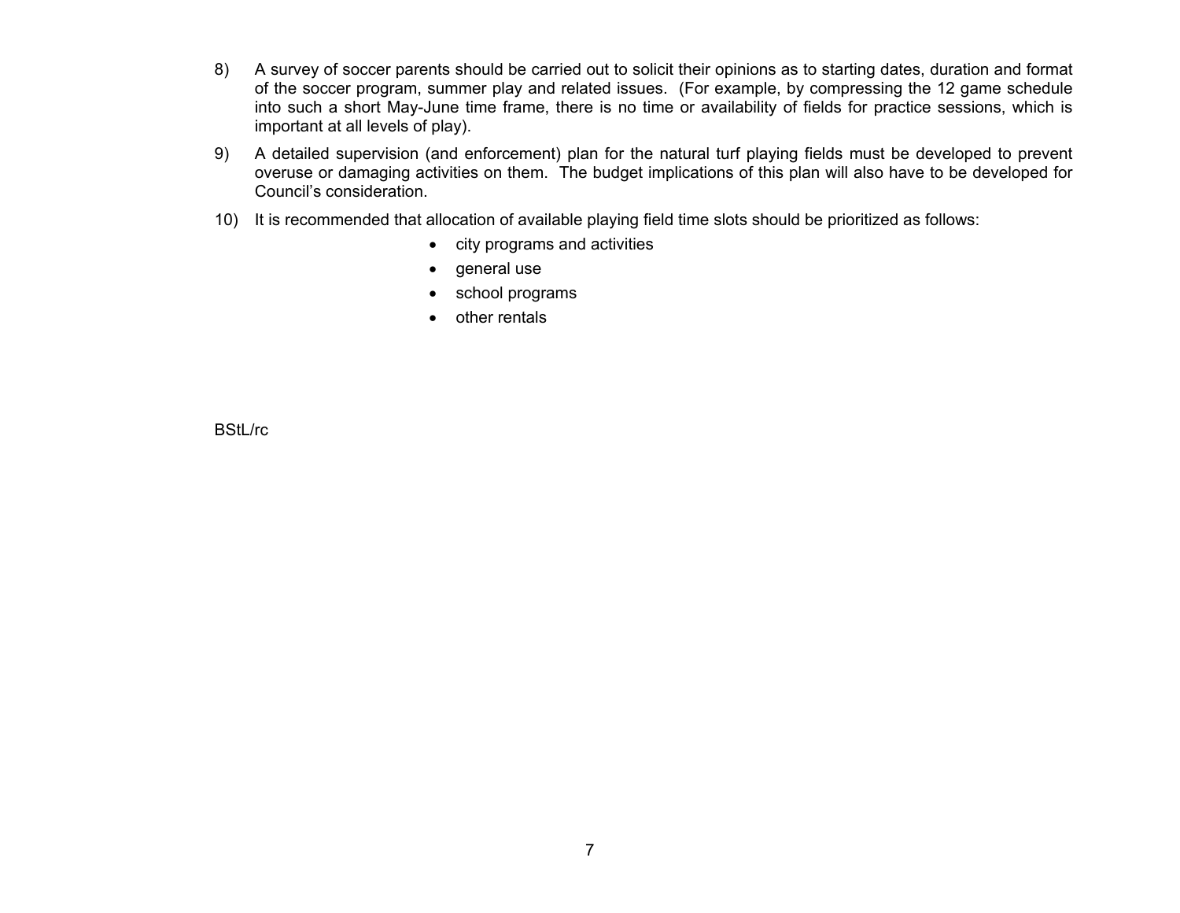8) A survey of soccer parents should be carried out to solicit their opinions as to starting dates, duration and format of the soccer program, summer play and related issues. (For example, by compressing the 12 game schedule into such a short May-June time frame, there is no time or availability of fields for practice sessions, which is important at all levels of play).

9) A detailed supervision (and enforcement) plan for the natural turf playing fields must be developed to prevent overuse or damaging activities on them. The budget implications of this plan will also have to be developed for Council's consideration.

10) It is recommended that allocation of available playing field time slots should be prioritized as follows:

- city programs and activities
- general use
- school programs
- other rentals

BStL/rc